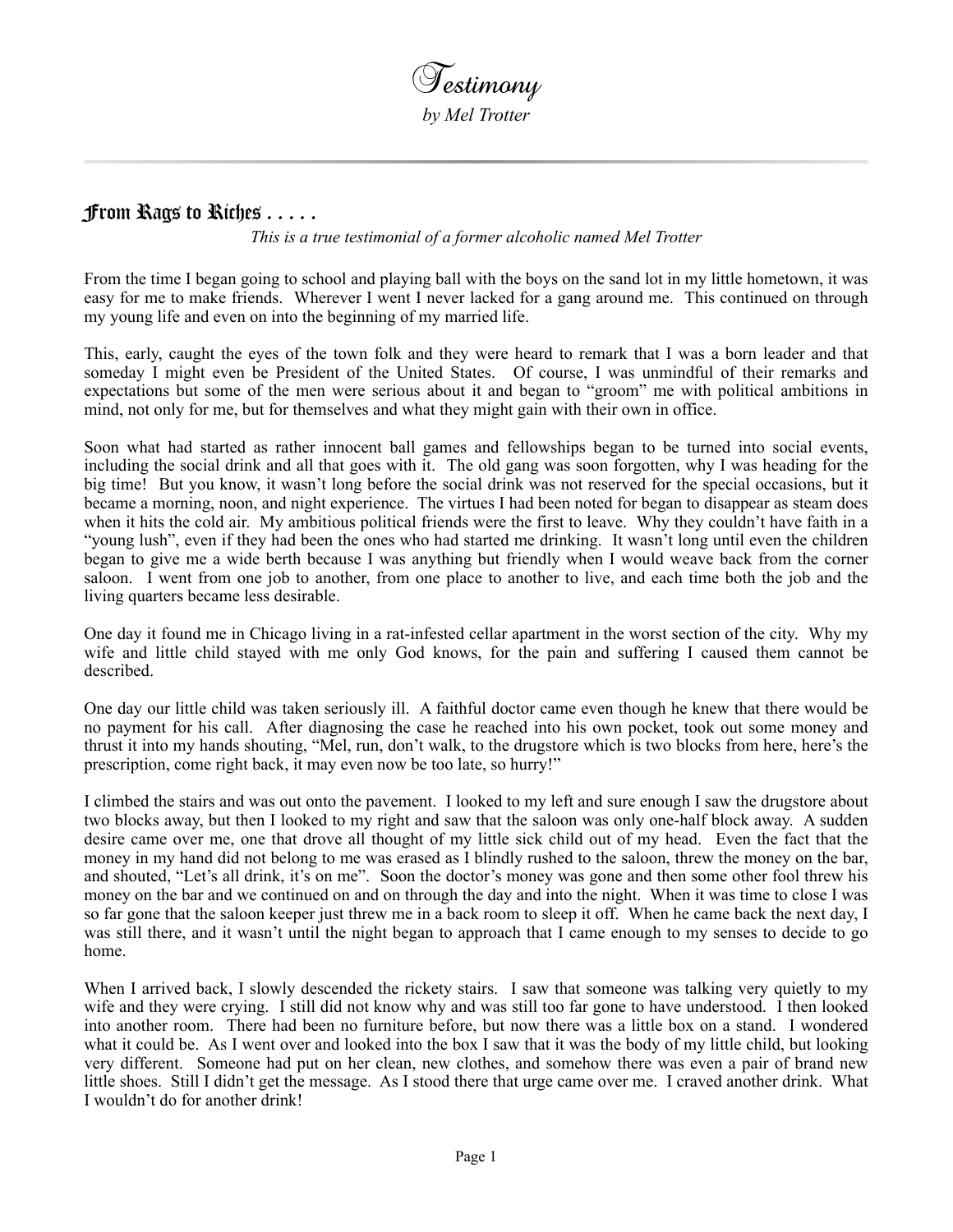# Testimony

*by Mel Trotter*

## From Rags to Riches . . . . .

*This is a true testimonial of a former alcoholic named Mel Trotter*

From the time I began going to school and playing ball with the boys on the sand lot in my little hometown, it was easy for me to make friends. Wherever I went I never lacked for a gang around me. This continued on through my young life and even on into the beginning of my married life.

This, early, caught the eyes of the town folk and they were heard to remark that I was a born leader and that someday I might even be President of the United States. Of course, I was unmindful of their remarks and expectations but some of the men were serious about it and began to "groom" me with political ambitions in mind, not only for me, but for themselves and what they might gain with their own in office.

Soon what had started as rather innocent ball games and fellowships began to be turned into social events, including the social drink and all that goes with it. The old gang was soon forgotten, why I was heading for the big time! But you know, it wasn't long before the social drink was not reserved for the special occasions, but it became a morning, noon, and night experience. The virtues I had been noted for began to disappear as steam does when it hits the cold air. My ambitious political friends were the first to leave. Why they couldn't have faith in a "young lush", even if they had been the ones who had started me drinking. It wasn't long until even the children began to give me a wide berth because I was anything but friendly when I would weave back from the corner saloon. I went from one job to another, from one place to another to live, and each time both the job and the living quarters became less desirable.

One day it found me in Chicago living in a rat-infested cellar apartment in the worst section of the city. Why my wife and little child stayed with me only God knows, for the pain and suffering I caused them cannot be described.

One day our little child was taken seriously ill. A faithful doctor came even though he knew that there would be no payment for his call. After diagnosing the case he reached into his own pocket, took out some money and thrust it into my hands shouting, "Mel, run, don't walk, to the drugstore which is two blocks from here, here's the prescription, come right back, it may even now be too late, so hurry!"

I climbed the stairs and was out onto the pavement. I looked to my left and sure enough I saw the drugstore about two blocks away, but then I looked to my right and saw that the saloon was only one-half block away. A sudden desire came over me, one that drove all thought of my little sick child out of my head. Even the fact that the money in my hand did not belong to me was erased as I blindly rushed to the saloon, threw the money on the bar, and shouted, "Let's all drink, it's on me". Soon the doctor's money was gone and then some other fool threw his money on the bar and we continued on and on through the day and into the night. When it was time to close I was so far gone that the saloon keeper just threw me in a back room to sleep it off. When he came back the next day, I was still there, and it wasn't until the night began to approach that I came enough to my senses to decide to go home.

When I arrived back, I slowly descended the rickety stairs. I saw that someone was talking very quietly to my wife and they were crying. I still did not know why and was still too far gone to have understood. I then looked into another room. There had been no furniture before, but now there was a little box on a stand. I wondered what it could be. As I went over and looked into the box I saw that it was the body of my little child, but looking very different. Someone had put on her clean, new clothes, and somehow there was even a pair of brand new little shoes. Still I didn't get the message. As I stood there that urge came over me. I craved another drink. What I wouldn't do for another drink!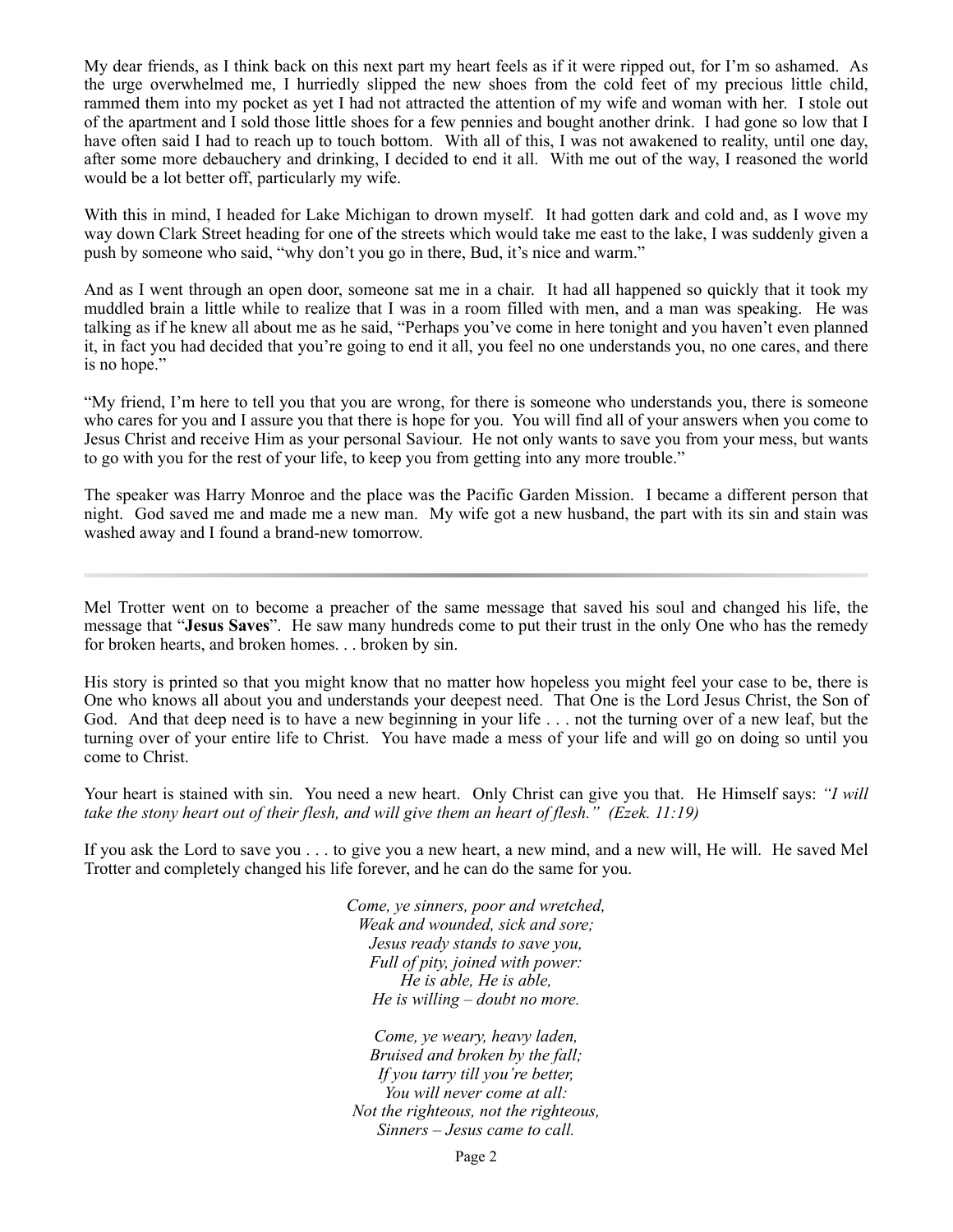My dear friends, as I think back on this next part my heart feels as if it were ripped out, for I'm so ashamed. As the urge overwhelmed me, I hurriedly slipped the new shoes from the cold feet of my precious little child, rammed them into my pocket as yet I had not attracted the attention of my wife and woman with her. I stole out of the apartment and I sold those little shoes for a few pennies and bought another drink. I had gone so low that I have often said I had to reach up to touch bottom. With all of this, I was not awakened to reality, until one day, after some more debauchery and drinking, I decided to end it all. With me out of the way, I reasoned the world would be a lot better off, particularly my wife.

With this in mind, I headed for Lake Michigan to drown myself. It had gotten dark and cold and, as I wove my way down Clark Street heading for one of the streets which would take me east to the lake, I was suddenly given a push by someone who said, "why don't you go in there, Bud, it's nice and warm."

And as I went through an open door, someone sat me in a chair. It had all happened so quickly that it took my muddled brain a little while to realize that I was in a room filled with men, and a man was speaking. He was talking as if he knew all about me as he said, "Perhaps you've come in here tonight and you haven't even planned it, in fact you had decided that you're going to end it all, you feel no one understands you, no one cares, and there is no hope."

"My friend, I'm here to tell you that you are wrong, for there is someone who understands you, there is someone who cares for you and I assure you that there is hope for you. You will find all of your answers when you come to Jesus Christ and receive Him as your personal Saviour. He not only wants to save you from your mess, but wants to go with you for the rest of your life, to keep you from getting into any more trouble."

The speaker was Harry Monroe and the place was the Pacific Garden Mission. I became a different person that night. God saved me and made me a new man. My wife got a new husband, the part with its sin and stain was washed away and I found a brand-new tomorrow.

---

Mel Trotter went on to become a preacher of the same message that saved his soul and changed his life, the message that "**Jesus Saves**". He saw many hundreds come to put their trust in the only One who has the remedy for broken hearts, and broken homes. . . broken by sin.

His story is printed so that you might know that no matter how hopeless you might feel your case to be, there is One who knows all about you and understands your deepest need. That One is the Lord Jesus Christ, the Son of God. And that deep need is to have a new beginning in your life . . . not the turning over of a new leaf, but the turning over of your entire life to Christ. You have made a mess of your life and will go on doing so until you come to Christ.

Your heart is stained with sin. You need a new heart. Only Christ can give you that. He Himself says: *"I will take the stony heart out of their flesh, and will give them an heart of flesh." (Ezek. 11:19)*

If you ask the Lord to save you . . . to give you a new heart, a new mind, and a new will, He will. He saved Mel Trotter and completely changed his life forever, and he can do the same for you.

*Come, ye sinners, poor and wretched,*
*Weak and wounded, sick and sore;*
*Jesus ready stands to save you,*
*Full of pity, joined with power:*
*He is able, He is able,*
*He is willing – doubt no more.*

*Come, ye weary, heavy laden,*
*Bruised and broken by the fall;*
*If you tarry till you're better,*
*You will never come at all:*
*Not the righteous, not the righteous,*
*Sinners – Jesus came to call.*